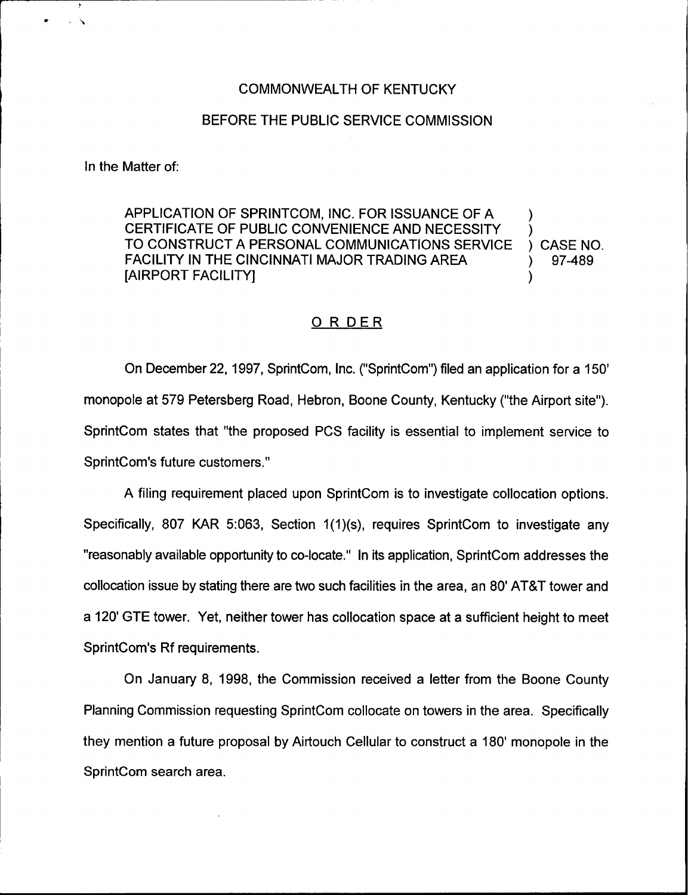COMMONWEALTH OF KENTUCKY

BEFORE THE PUBLIC SERVICE COMMISSION

In the Matter of:

APPLICATION OF SPRINTCOM, INC. FOR ISSUANCE OF A CERTIFICATE OF PUBLIC CONVENIENCE AND NECESSITY TO CONSTRUCT A PERSONAL COMMUNICATIONS SERVICE FACILITY IN THE CINCINNATI MAJOR TRADING AREA [AIRPORT FACILITY] ) CASE NO. 97-489

## ORDER

On December 22, 1997, SprintCom, Inc. ("SprintCom") filed an application for a 150' monopole at 579 Petersberg Road, Hebron, Boone County, Kentucky ("the Airport site"). SprintCom states that "the proposed PCS facility is essential to implement service to SprintCom's future customers."

A filing requirement placed upon SprintCom is to investigate collocation options. Specifically, 807 KAR 5:063, Section 1(1)(s), requires SprintCom to investigate any "reasonably available opportunity to co-locate." In its application, SprintCom addresses the collocation issue by stating there are two such facilities in the area, an 80' AT&T tower and a 120' GTE tower. Yet, neither tower has collocation space at a sufficient height to meet SprintCom's Rf requirements.

On January 8, 1998, the Commission received a letter from the Boone County Planning Commission requesting SprintCom collocate on towers in the area. Specifically they mention a future proposal by Airtouch Cellular to construct a 180' monopole in the SprintCom search area.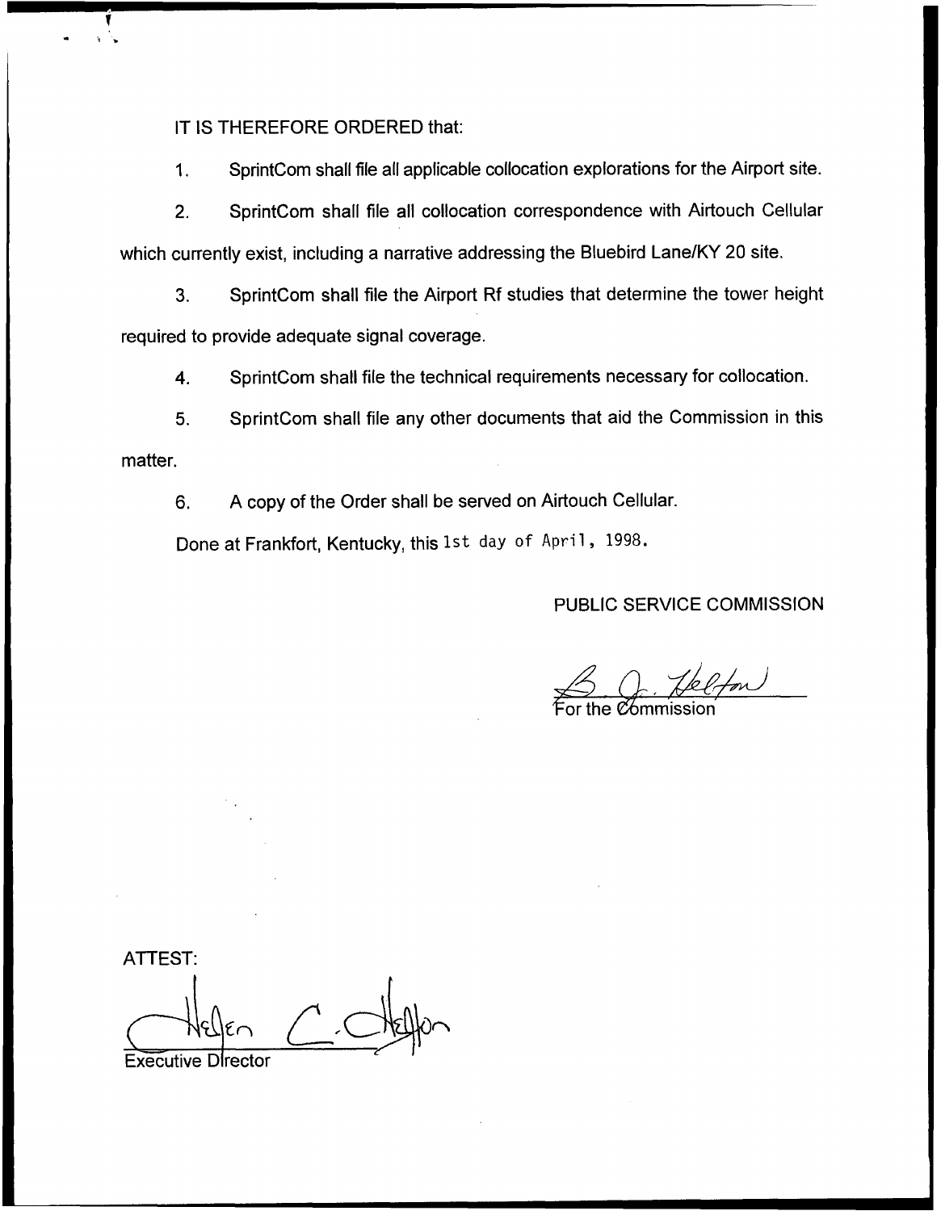IT IS THEREFORE ORDERED that:

1. SprintCom shall file all applicable collocation explorations for the Airport site.

2. SprintCom shall file all collocation correspondence with Airtouch Cellular which currently exist, including a narrative addressing the Bluebird Lane/KY 20 site.

3. SprintCom shall file the Airport Rf studies that determine the tower height required to provide adequate signal coverage.

4. SprintCom shall file the technical requirements necessary for collocation.

5. SprintCom shall file any other documents that aid the Commission in this matter.

6. A copy of the Order shall be served on Airtouch Cellular.

Done at Frankfort, Kentucky, this 1st day of April, 1998.

PUBLIC SERVICE COMMISSION

For the Commission

ATTEST:

Executive Director